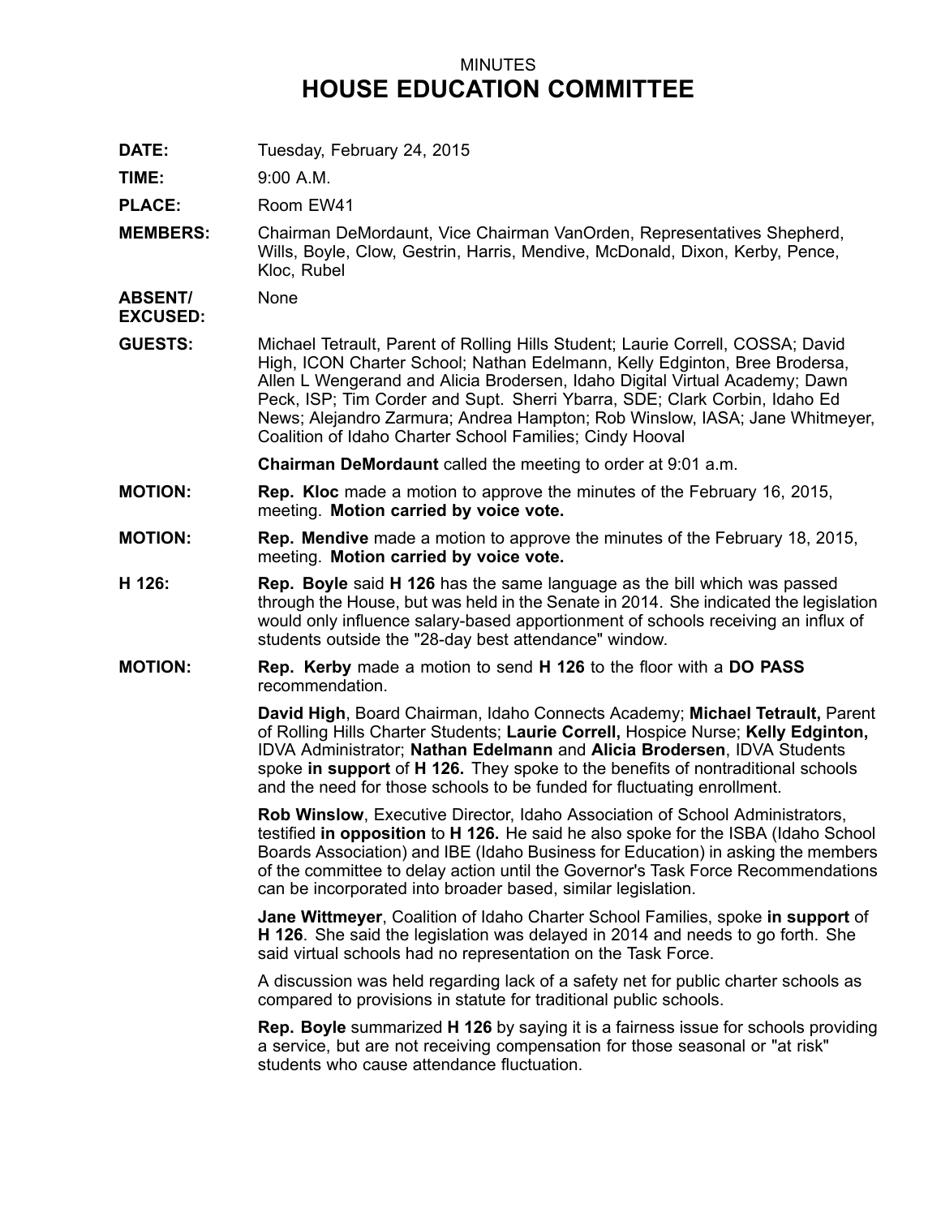MINUTES

# HOUSE EDUCATION COMMITTEE

**DATE:** Tuesday, February 24, 2015

**TIME:** 9:00 A.M.

**PLACE:** Room EW41

**MEMBERS:** Chairman DeMordaunt, Vice Chairman VanOrden, Representatives Shepherd, Wills, Boyle, Clow, Gestrin, Harris, Mendive, McDonald, Dixon, Kerby, Pence, Kloc, Rubel

**ABSENT/ EXCUSED:** None

**GUESTS:** Michael Tetrault, Parent of Rolling Hills Student; Laurie Correll, COSSA; David High, ICON Charter School; Nathan Edelmann, Kelly Edginton, Bree Brodersa, Allen L Wengerand and Alicia Brodersen, Idaho Digital Virtual Academy; Dawn Peck, ISP; Tim Corder and Supt. Sherri Ybarra, SDE; Clark Corbin, Idaho Ed News; Alejandro Zarmura; Andrea Hampton; Rob Winslow, IASA; Jane Whitmeyer, Coalition of Idaho Charter School Families; Cindy Hooval

**Chairman DeMordaunt** called the meeting to order at 9:01 a.m.

**MOTION:** **Rep. Kloc** made a motion to approve the minutes of the February 16, 2015, meeting. **Motion carried by voice vote.**

**MOTION:** **Rep. Mendive** made a motion to approve the minutes of the February 18, 2015, meeting. **Motion carried by voice vote.**

**H 126:** **Rep. Boyle** said **H 126** has the same language as the bill which was passed through the House, but was held in the Senate in 2014. She indicated the legislation would only influence salary-based apportionment of schools receiving an influx of students outside the "28-day best attendance" window.

**MOTION:** **Rep. Kerby** made a motion to send **H 126** to the floor with a **DO PASS** recommendation.

**David High**, Board Chairman, Idaho Connects Academy; **Michael Tetrault,** Parent of Rolling Hills Charter Students; **Laurie Correll,** Hospice Nurse; **Kelly Edginton,** IDVA Administrator; **Nathan Edelmann** and **Alicia Brodersen**, IDVA Students spoke **in support** of **H 126.** They spoke to the benefits of nontraditional schools and the need for those schools to be funded for fluctuating enrollment.

**Rob Winslow**, Executive Director, Idaho Association of School Administrators, testified **in opposition** to **H 126.** He said he also spoke for the ISBA (Idaho School Boards Association) and IBE (Idaho Business for Education) in asking the members of the committee to delay action until the Governor's Task Force Recommendations can be incorporated into broader based, similar legislation.

**Jane Wittmeyer**, Coalition of Idaho Charter School Families, spoke **in support** of **H 126**. She said the legislation was delayed in 2014 and needs to go forth. She said virtual schools had no representation on the Task Force.

A discussion was held regarding lack of a safety net for public charter schools as compared to provisions in statute for traditional public schools.

**Rep. Boyle** summarized **H 126** by saying it is a fairness issue for schools providing a service, but are not receiving compensation for those seasonal or "at risk" students who cause attendance fluctuation.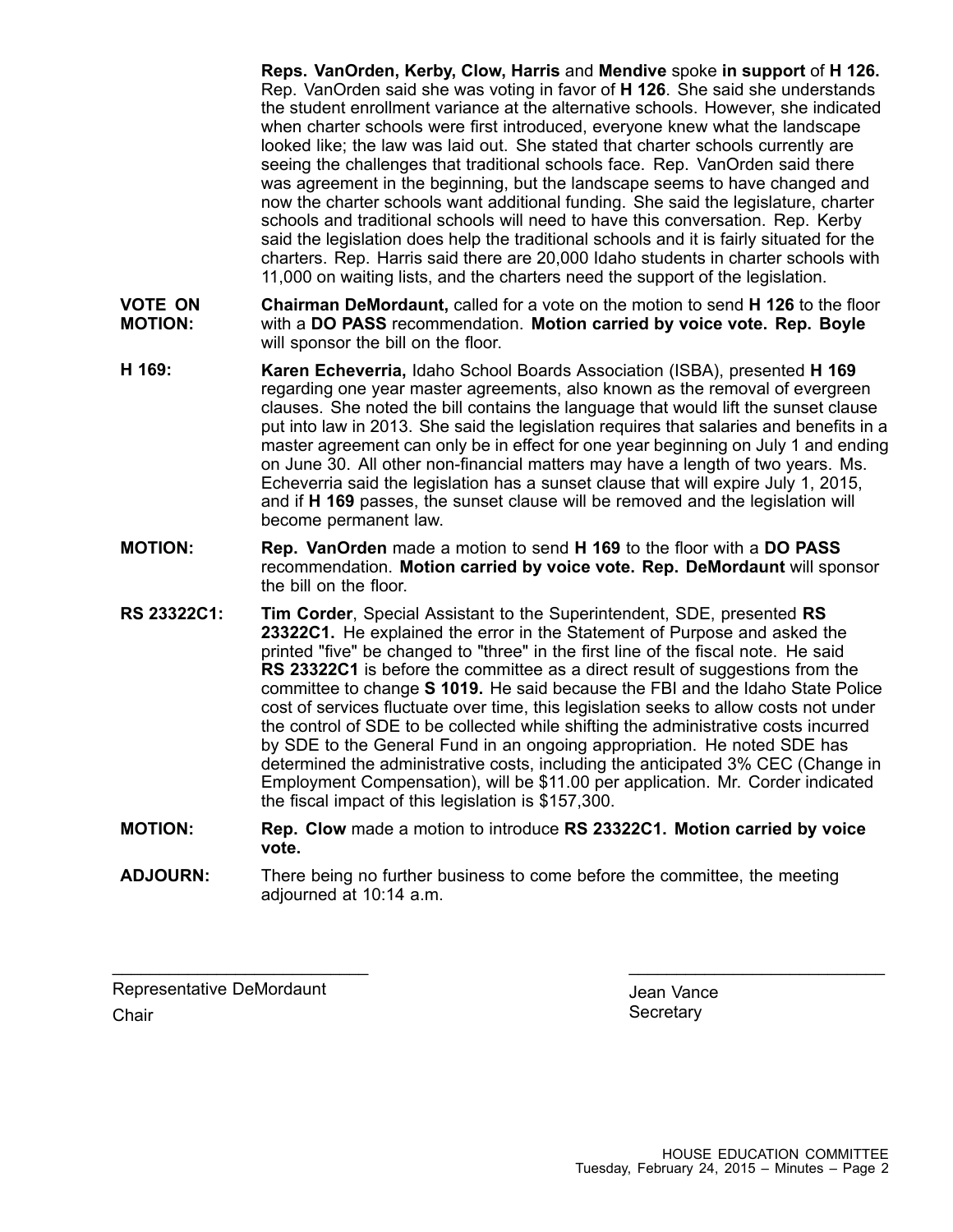**Reps. VanOrden, Kerby, Clow, Harris** and **Mendive** spoke **in support** of **H 126.** Rep. VanOrden said she was voting in favor of **H 126**. She said she understands the student enrollment variance at the alternative schools. However, she indicated when charter schools were first introduced, everyone knew what the landscape looked like; the law was laid out. She stated that charter schools currently are seeing the challenges that traditional schools face. Rep. VanOrden said there was agreement in the beginning, but the landscape seems to have changed and now the charter schools want additional funding. She said the legislature, charter schools and traditional schools will need to have this conversation. Rep. Kerby said the legislation does help the traditional schools and it is fairly situated for the charters. Rep. Harris said there are 20,000 Idaho students in charter schools with 11,000 on waiting lists, and the charters need the support of the legislation.

**VOTE ON MOTION:** **Chairman DeMordaunt,** called for a vote on the motion to send **H 126** to the floor with a **DO PASS** recommendation. **Motion carried by voice vote. Rep. Boyle** will sponsor the bill on the floor.

**H 169:** **Karen Echeverria,** Idaho School Boards Association (ISBA), presented **H 169** regarding one year master agreements, also known as the removal of evergreen clauses. She noted the bill contains the language that would lift the sunset clause put into law in 2013. She said the legislation requires that salaries and benefits in a master agreement can only be in effect for one year beginning on July 1 and ending on June 30. All other non-financial matters may have a length of two years. Ms. Echeverria said the legislation has a sunset clause that will expire July 1, 2015, and if **H 169** passes, the sunset clause will be removed and the legislation will become permanent law.

**MOTION:** **Rep. VanOrden** made a motion to send **H 169** to the floor with a **DO PASS** recommendation. **Motion carried by voice vote. Rep. DeMordaunt** will sponsor the bill on the floor.

**RS 23322C1:** **Tim Corder**, Special Assistant to the Superintendent, SDE, presented **RS 23322C1.** He explained the error in the Statement of Purpose and asked the printed "five" be changed to "three" in the first line of the fiscal note. He said **RS 23322C1** is before the committee as a direct result of suggestions from the committee to change **S 1019.** He said because the FBI and the Idaho State Police cost of services fluctuate over time, this legislation seeks to allow costs not under the control of SDE to be collected while shifting the administrative costs incurred by SDE to the General Fund in an ongoing appropriation. He noted SDE has determined the administrative costs, including the anticipated 3% CEC (Change in Employment Compensation), will be $11.00 per application. Mr. Corder indicated the fiscal impact of this legislation is $157,300.

**MOTION:** **Rep. Clow** made a motion to introduce **RS 23322C1. Motion carried by voice vote.**

**ADJOURN:** There being no further business to come before the committee, the meeting adjourned at 10:14 a.m.

___________________________
Representative DeMordaunt
Chair

___________________________
Jean Vance
Secretary